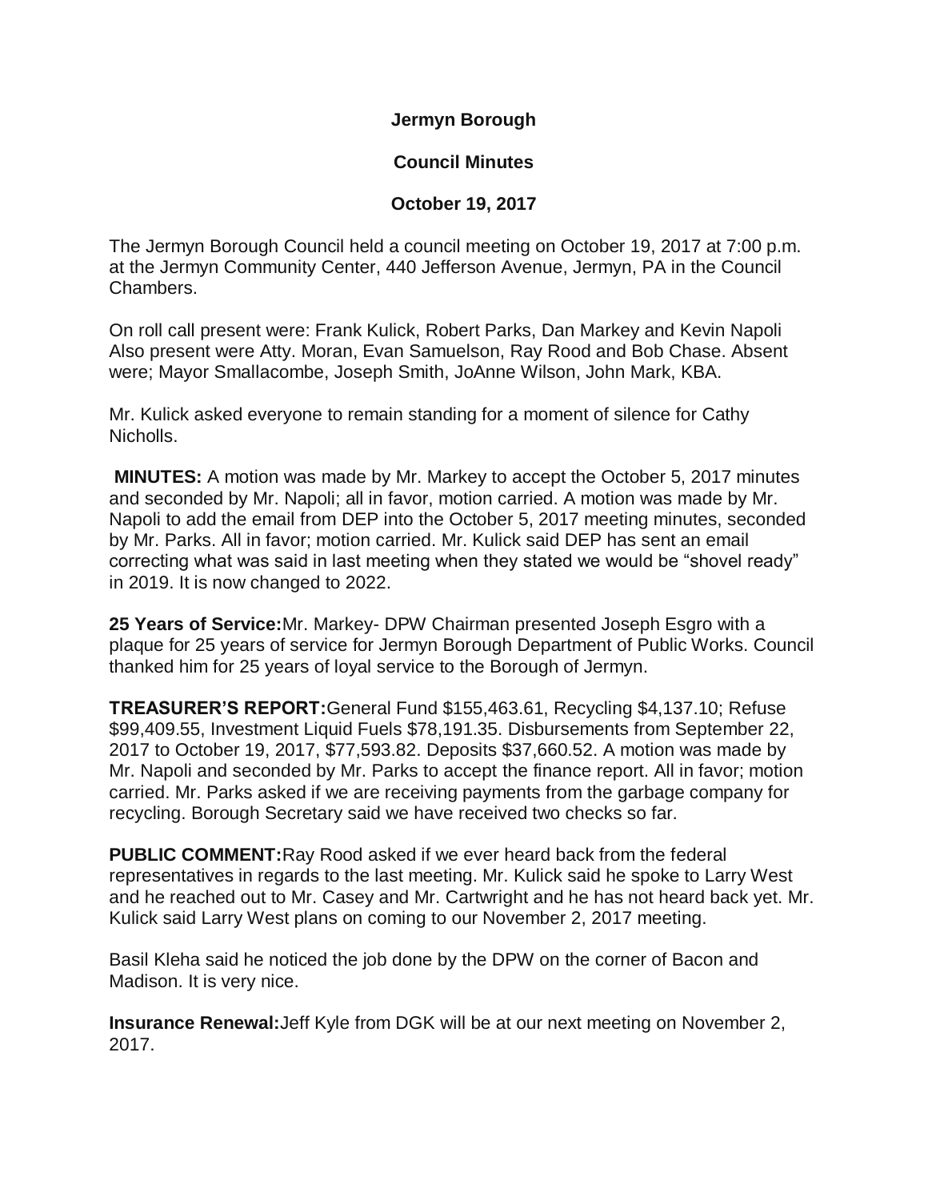**Jermyn Borough**

**Council Minutes**

**October 19, 2017**

The Jermyn Borough Council held a council meeting on October 19, 2017 at 7:00 p.m. at the Jermyn Community Center, 440 Jefferson Avenue, Jermyn, PA in the Council Chambers.

On roll call present were: Frank Kulick, Robert Parks, Dan Markey and Kevin Napoli Also present were Atty. Moran, Evan Samuelson, Ray Rood and Bob Chase. Absent were; Mayor Smallacombe, Joseph Smith, JoAnne Wilson, John Mark, KBA.

Mr. Kulick asked everyone to remain standing for a moment of silence for Cathy Nicholls.

**MINUTES:** A motion was made by Mr. Markey to accept the October 5, 2017 minutes and seconded by Mr. Napoli; all in favor, motion carried. A motion was made by Mr. Napoli to add the email from DEP into the October 5, 2017 meeting minutes, seconded by Mr. Parks. All in favor; motion carried. Mr. Kulick said DEP has sent an email correcting what was said in last meeting when they stated we would be "shovel ready" in 2019. It is now changed to 2022.

**25 Years of Service:** Mr. Markey- DPW Chairman presented Joseph Esgro with a plaque for 25 years of service for Jermyn Borough Department of Public Works. Council thanked him for 25 years of loyal service to the Borough of Jermyn.

**TREASURER'S REPORT:** General Fund $155,463.61, Recycling $4,137.10; Refuse $99,409.55, Investment Liquid Fuels $78,191.35. Disbursements from September 22, 2017 to October 19, 2017, $77,593.82. Deposits $37,660.52. A motion was made by Mr. Napoli and seconded by Mr. Parks to accept the finance report. All in favor; motion carried. Mr. Parks asked if we are receiving payments from the garbage company for recycling. Borough Secretary said we have received two checks so far.

**PUBLIC COMMENT:** Ray Rood asked if we ever heard back from the federal representatives in regards to the last meeting. Mr. Kulick said he spoke to Larry West and he reached out to Mr. Casey and Mr. Cartwright and he has not heard back yet. Mr. Kulick said Larry West plans on coming to our November 2, 2017 meeting.

Basil Kleha said he noticed the job done by the DPW on the corner of Bacon and Madison. It is very nice.

**Insurance Renewal:** Jeff Kyle from DGK will be at our next meeting on November 2, 2017.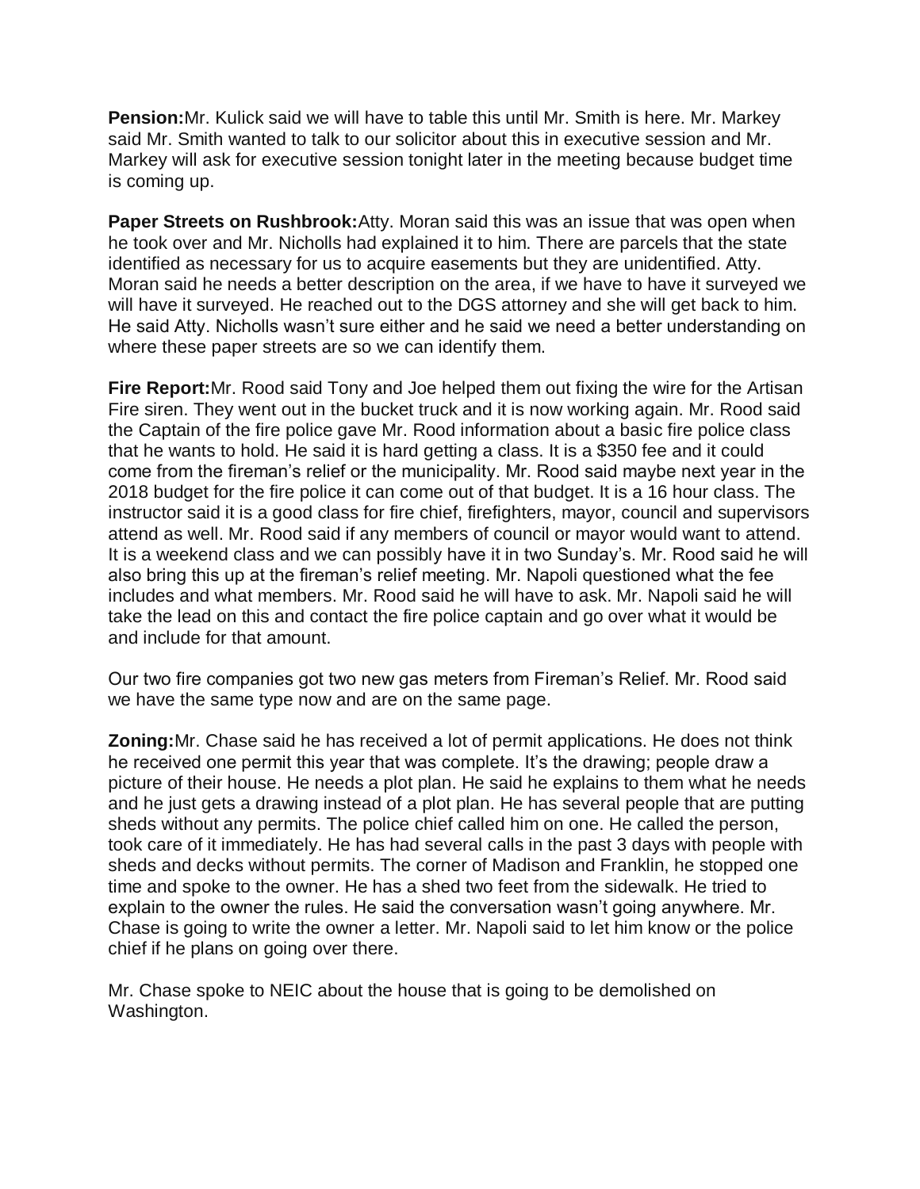**Pension:**Mr. Kulick said we will have to table this until Mr. Smith is here. Mr. Markey said Mr. Smith wanted to talk to our solicitor about this in executive session and Mr. Markey will ask for executive session tonight later in the meeting because budget time is coming up.

**Paper Streets on Rushbrook:**Atty. Moran said this was an issue that was open when he took over and Mr. Nicholls had explained it to him. There are parcels that the state identified as necessary for us to acquire easements but they are unidentified. Atty. Moran said he needs a better description on the area, if we have to have it surveyed we will have it surveyed. He reached out to the DGS attorney and she will get back to him. He said Atty. Nicholls wasn't sure either and he said we need a better understanding on where these paper streets are so we can identify them.

**Fire Report:**Mr. Rood said Tony and Joe helped them out fixing the wire for the Artisan Fire siren. They went out in the bucket truck and it is now working again. Mr. Rood said the Captain of the fire police gave Mr. Rood information about a basic fire police class that he wants to hold. He said it is hard getting a class. It is a $350 fee and it could come from the fireman's relief or the municipality. Mr. Rood said maybe next year in the 2018 budget for the fire police it can come out of that budget. It is a 16 hour class. The instructor said it is a good class for fire chief, firefighters, mayor, council and supervisors attend as well. Mr. Rood said if any members of council or mayor would want to attend. It is a weekend class and we can possibly have it in two Sunday's. Mr. Rood said he will also bring this up at the fireman's relief meeting. Mr. Napoli questioned what the fee includes and what members. Mr. Rood said he will have to ask. Mr. Napoli said he will take the lead on this and contact the fire police captain and go over what it would be and include for that amount.

Our two fire companies got two new gas meters from Fireman's Relief. Mr. Rood said we have the same type now and are on the same page.

**Zoning:**Mr. Chase said he has received a lot of permit applications. He does not think he received one permit this year that was complete. It's the drawing; people draw a picture of their house. He needs a plot plan. He said he explains to them what he needs and he just gets a drawing instead of a plot plan. He has several people that are putting sheds without any permits. The police chief called him on one. He called the person, took care of it immediately. He has had several calls in the past 3 days with people with sheds and decks without permits. The corner of Madison and Franklin, he stopped one time and spoke to the owner. He has a shed two feet from the sidewalk. He tried to explain to the owner the rules. He said the conversation wasn't going anywhere. Mr. Chase is going to write the owner a letter. Mr. Napoli said to let him know or the police chief if he plans on going over there.

Mr. Chase spoke to NEIC about the house that is going to be demolished on Washington.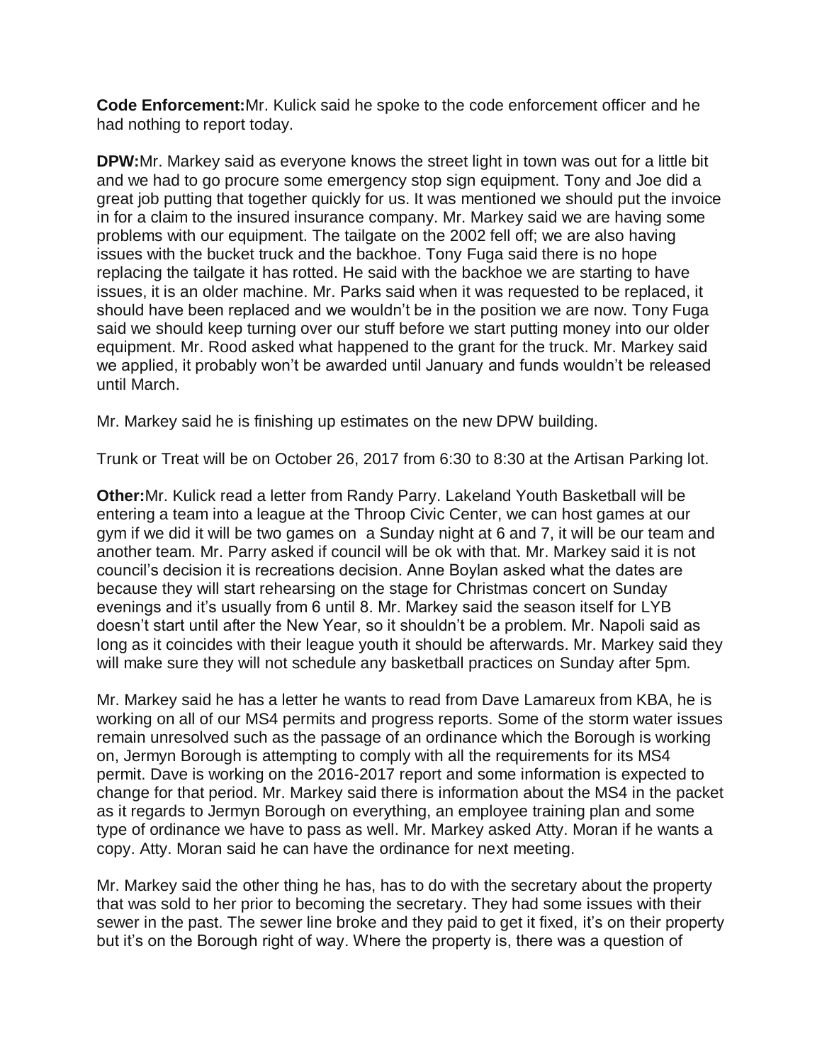**Code Enforcement:**Mr. Kulick said he spoke to the code enforcement officer and he had nothing to report today.

**DPW:**Mr. Markey said as everyone knows the street light in town was out for a little bit and we had to go procure some emergency stop sign equipment. Tony and Joe did a great job putting that together quickly for us. It was mentioned we should put the invoice in for a claim to the insured insurance company. Mr. Markey said we are having some problems with our equipment. The tailgate on the 2002 fell off; we are also having issues with the bucket truck and the backhoe. Tony Fuga said there is no hope replacing the tailgate it has rotted. He said with the backhoe we are starting to have issues, it is an older machine. Mr. Parks said when it was requested to be replaced, it should have been replaced and we wouldn't be in the position we are now. Tony Fuga said we should keep turning over our stuff before we start putting money into our older equipment. Mr. Rood asked what happened to the grant for the truck. Mr. Markey said we applied, it probably won't be awarded until January and funds wouldn't be released until March.

Mr. Markey said he is finishing up estimates on the new DPW building.

Trunk or Treat will be on October 26, 2017 from 6:30 to 8:30 at the Artisan Parking lot.

**Other:**Mr. Kulick read a letter from Randy Parry. Lakeland Youth Basketball will be entering a team into a league at the Throop Civic Center, we can host games at our gym if we did it will be two games on a Sunday night at 6 and 7, it will be our team and another team. Mr. Parry asked if council will be ok with that. Mr. Markey said it is not council's decision it is recreations decision. Anne Boylan asked what the dates are because they will start rehearsing on the stage for Christmas concert on Sunday evenings and it's usually from 6 until 8. Mr. Markey said the season itself for LYB doesn't start until after the New Year, so it shouldn't be a problem. Mr. Napoli said as long as it coincides with their league youth it should be afterwards. Mr. Markey said they will make sure they will not schedule any basketball practices on Sunday after 5pm.

Mr. Markey said he has a letter he wants to read from Dave Lamareux from KBA, he is working on all of our MS4 permits and progress reports. Some of the storm water issues remain unresolved such as the passage of an ordinance which the Borough is working on, Jermyn Borough is attempting to comply with all the requirements for its MS4 permit. Dave is working on the 2016-2017 report and some information is expected to change for that period. Mr. Markey said there is information about the MS4 in the packet as it regards to Jermyn Borough on everything, an employee training plan and some type of ordinance we have to pass as well. Mr. Markey asked Atty. Moran if he wants a copy. Atty. Moran said he can have the ordinance for next meeting.

Mr. Markey said the other thing he has, has to do with the secretary about the property that was sold to her prior to becoming the secretary. They had some issues with their sewer in the past. The sewer line broke and they paid to get it fixed, it's on their property but it's on the Borough right of way. Where the property is, there was a question of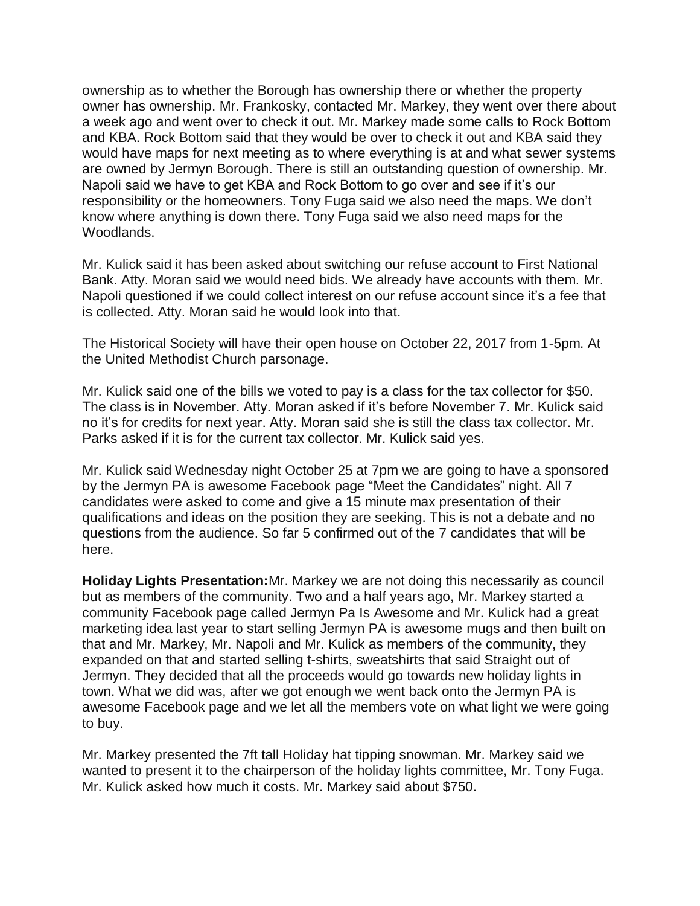ownership as to whether the Borough has ownership there or whether the property owner has ownership. Mr. Frankosky, contacted Mr. Markey, they went over there about a week ago and went over to check it out. Mr. Markey made some calls to Rock Bottom and KBA. Rock Bottom said that they would be over to check it out and KBA said they would have maps for next meeting as to where everything is at and what sewer systems are owned by Jermyn Borough. There is still an outstanding question of ownership. Mr. Napoli said we have to get KBA and Rock Bottom to go over and see if it's our responsibility or the homeowners. Tony Fuga said we also need the maps. We don't know where anything is down there. Tony Fuga said we also need maps for the Woodlands.

Mr. Kulick said it has been asked about switching our refuse account to First National Bank. Atty. Moran said we would need bids. We already have accounts with them. Mr. Napoli questioned if we could collect interest on our refuse account since it's a fee that is collected. Atty. Moran said he would look into that.

The Historical Society will have their open house on October 22, 2017 from 1-5pm. At the United Methodist Church parsonage.

Mr. Kulick said one of the bills we voted to pay is a class for the tax collector for $50. The class is in November. Atty. Moran asked if it's before November 7. Mr. Kulick said no it's for credits for next year. Atty. Moran said she is still the class tax collector. Mr. Parks asked if it is for the current tax collector. Mr. Kulick said yes.

Mr. Kulick said Wednesday night October 25 at 7pm we are going to have a sponsored by the Jermyn PA is awesome Facebook page "Meet the Candidates" night. All 7 candidates were asked to come and give a 15 minute max presentation of their qualifications and ideas on the position they are seeking. This is not a debate and no questions from the audience. So far 5 confirmed out of the 7 candidates that will be here.

**Holiday Lights Presentation:** Mr. Markey we are not doing this necessarily as council but as members of the community. Two and a half years ago, Mr. Markey started a community Facebook page called Jermyn Pa Is Awesome and Mr. Kulick had a great marketing idea last year to start selling Jermyn PA is awesome mugs and then built on that and Mr. Markey, Mr. Napoli and Mr. Kulick as members of the community, they expanded on that and started selling t-shirts, sweatshirts that said Straight out of Jermyn. They decided that all the proceeds would go towards new holiday lights in town. What we did was, after we got enough we went back onto the Jermyn PA is awesome Facebook page and we let all the members vote on what light we were going to buy.

Mr. Markey presented the 7ft tall Holiday hat tipping snowman. Mr. Markey said we wanted to present it to the chairperson of the holiday lights committee, Mr. Tony Fuga. Mr. Kulick asked how much it costs. Mr. Markey said about $750.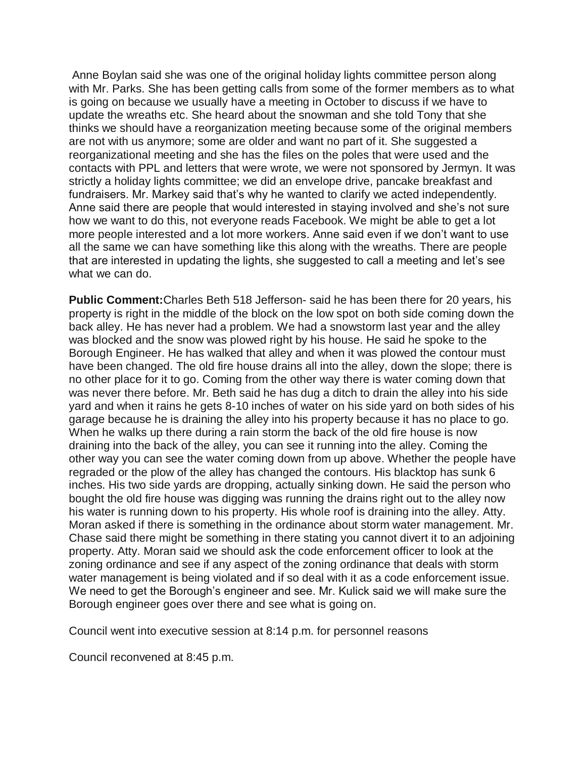Anne Boylan said she was one of the original holiday lights committee person along with Mr. Parks. She has been getting calls from some of the former members as to what is going on because we usually have a meeting in October to discuss if we have to update the wreaths etc. She heard about the snowman and she told Tony that she thinks we should have a reorganization meeting because some of the original members are not with us anymore; some are older and want no part of it. She suggested a reorganizational meeting and she has the files on the poles that were used and the contacts with PPL and letters that were wrote, we were not sponsored by Jermyn. It was strictly a holiday lights committee; we did an envelope drive, pancake breakfast and fundraisers. Mr. Markey said that's why he wanted to clarify we acted independently. Anne said there are people that would interested in staying involved and she's not sure how we want to do this, not everyone reads Facebook. We might be able to get a lot more people interested and a lot more workers. Anne said even if we don't want to use all the same we can have something like this along with the wreaths. There are people that are interested in updating the lights, she suggested to call a meeting and let's see what we can do.

**Public Comment:**Charles Beth 518 Jefferson- said he has been there for 20 years, his property is right in the middle of the block on the low spot on both side coming down the back alley. He has never had a problem. We had a snowstorm last year and the alley was blocked and the snow was plowed right by his house. He said he spoke to the Borough Engineer. He has walked that alley and when it was plowed the contour must have been changed. The old fire house drains all into the alley, down the slope; there is no other place for it to go. Coming from the other way there is water coming down that was never there before. Mr. Beth said he has dug a ditch to drain the alley into his side yard and when it rains he gets 8-10 inches of water on his side yard on both sides of his garage because he is draining the alley into his property because it has no place to go. When he walks up there during a rain storm the back of the old fire house is now draining into the back of the alley, you can see it running into the alley. Coming the other way you can see the water coming down from up above. Whether the people have regraded or the plow of the alley has changed the contours. His blacktop has sunk 6 inches. His two side yards are dropping, actually sinking down. He said the person who bought the old fire house was digging was running the drains right out to the alley now his water is running down to his property. His whole roof is draining into the alley. Atty. Moran asked if there is something in the ordinance about storm water management. Mr. Chase said there might be something in there stating you cannot divert it to an adjoining property. Atty. Moran said we should ask the code enforcement officer to look at the zoning ordinance and see if any aspect of the zoning ordinance that deals with storm water management is being violated and if so deal with it as a code enforcement issue. We need to get the Borough's engineer and see. Mr. Kulick said we will make sure the Borough engineer goes over there and see what is going on.

Council went into executive session at 8:14 p.m. for personnel reasons

Council reconvened at 8:45 p.m.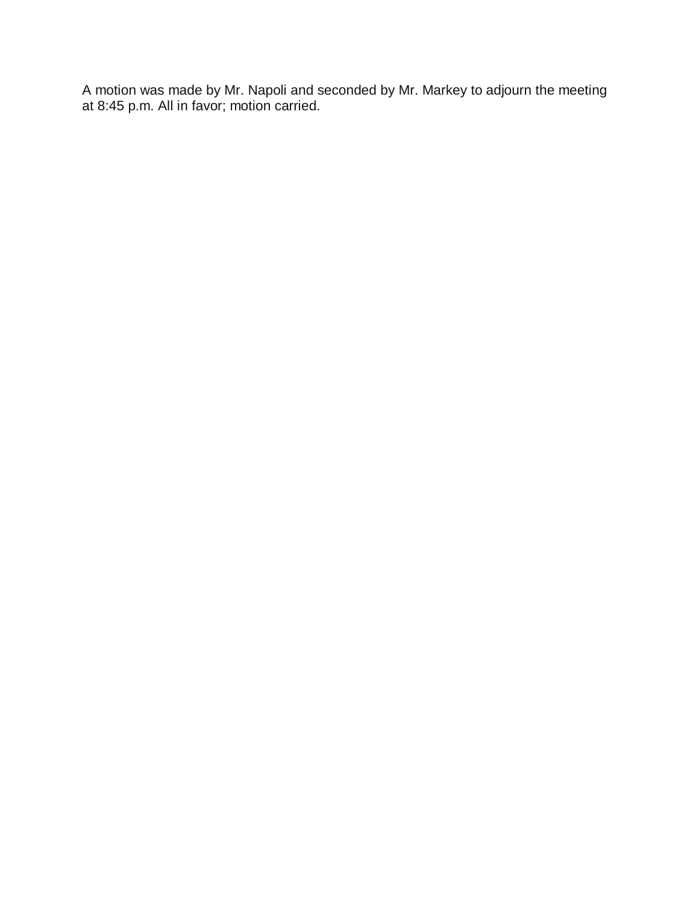A motion was made by Mr. Napoli and seconded by Mr. Markey to adjourn the meeting at 8:45 p.m. All in favor; motion carried.